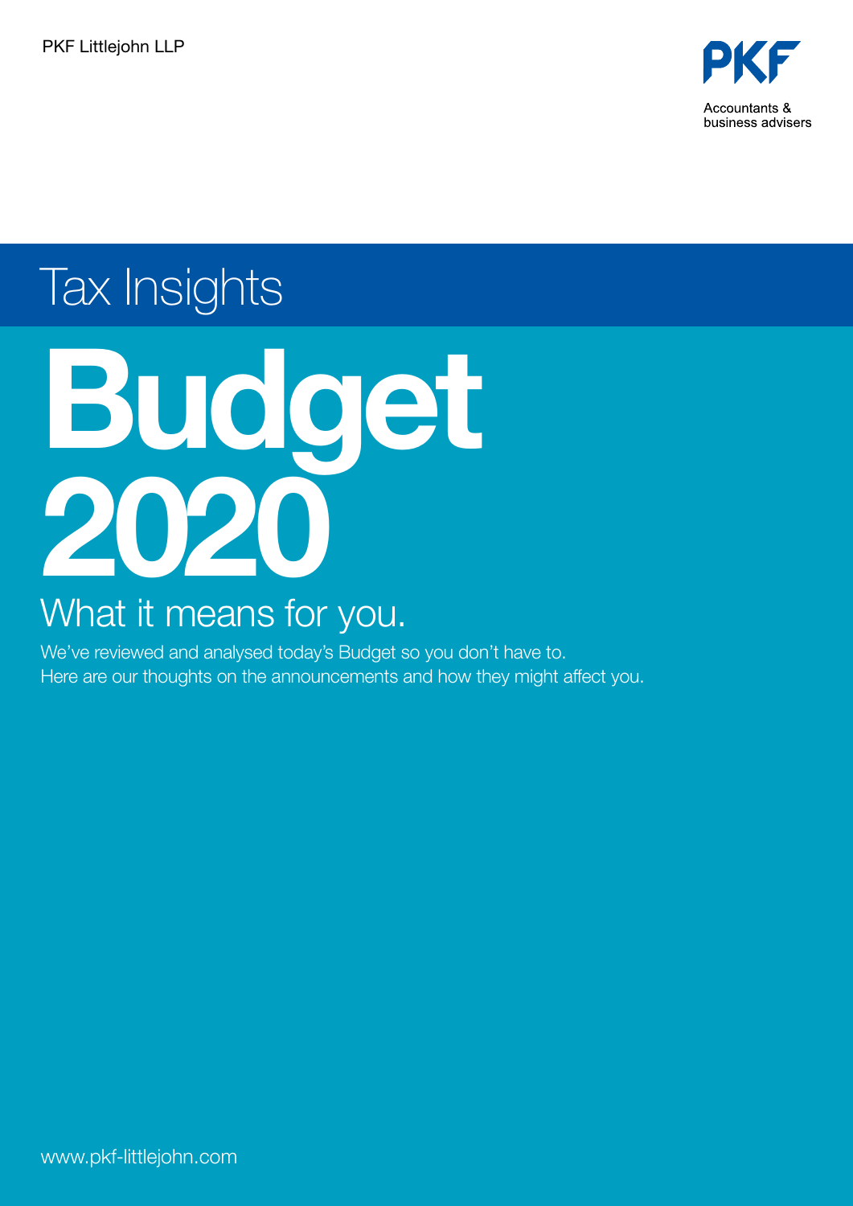PKF Littlejohn LLP

PKF

Accountants & business advisers

## Tax Insights

# Budget 2020

## What it means for you.

We've reviewed and analysed today's Budget so you don't have to. Here are our thoughts on the announcements and how they might affect you.

www.pkf-littlejohn.com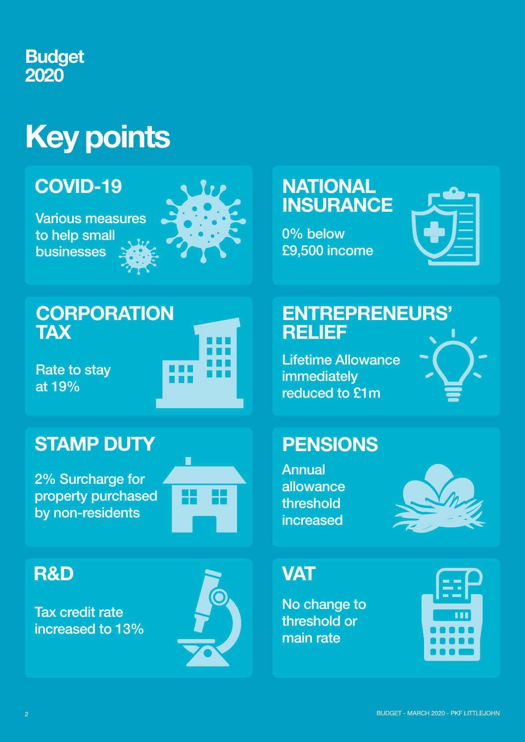# Budget 2020

## Key points

### COVID-19

Various measures to help small businesses

### NATIONAL INSURANCE

0% below £9,500 income

### CORPORATION TAX

Rate to stay at 19%

### ENTREPRENEURS' RELIEF

Lifetime Allowance immediately reduced to £1m

### STAMP DUTY

2% Surcharge for property purchased by non-residents

### PENSIONS

Annual allowance threshold increased

### R&D

Tax credit rate increased to 13%

### VAT

No change to threshold or main rate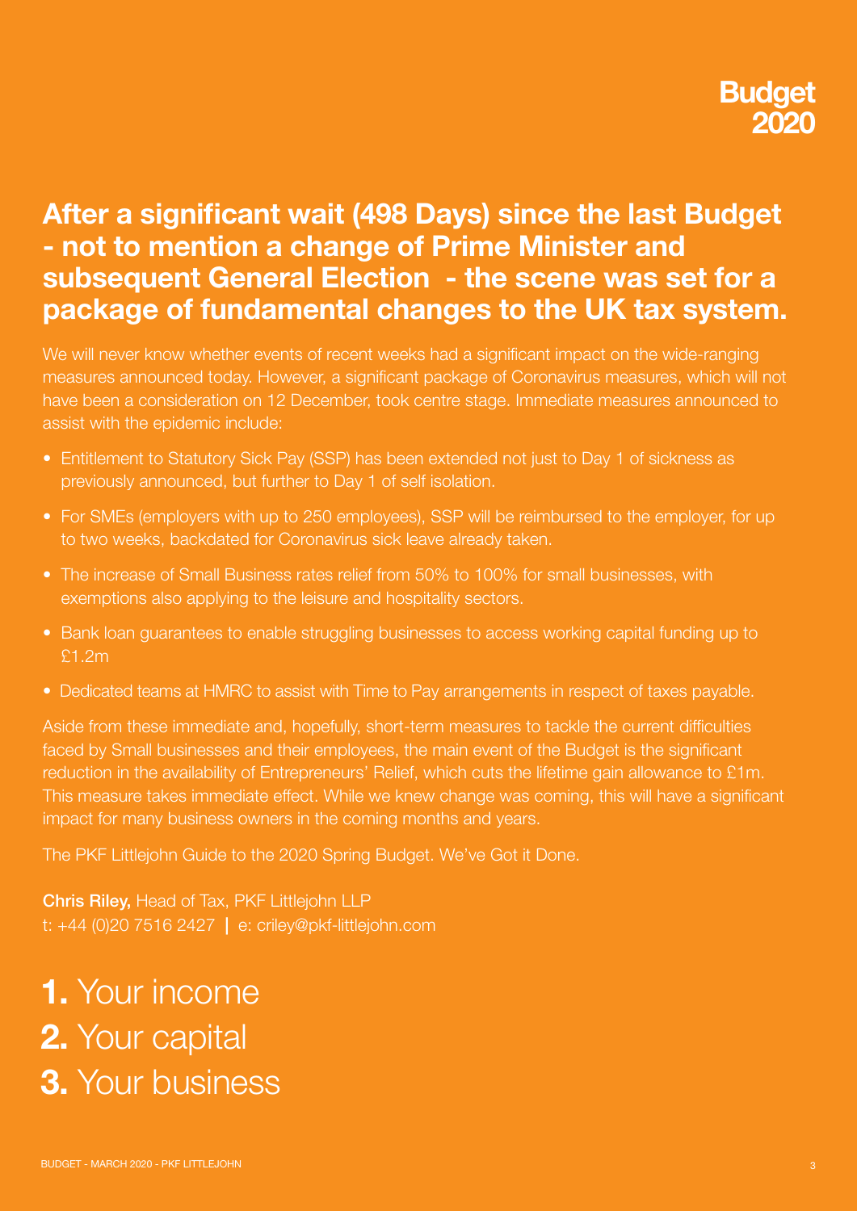**Budget 2020**

## After a significant wait (498 Days) since the last Budget - not to mention a change of Prime Minister and subsequent General Election - the scene was set for a package of fundamental changes to the UK tax system.

We will never know whether events of recent weeks had a significant impact on the wide-ranging measures announced today. However, a significant package of Coronavirus measures, which will not have been a consideration on 12 December, took centre stage. Immediate measures announced to assist with the epidemic include:

- Entitlement to Statutory Sick Pay (SSP) has been extended not just to Day 1 of sickness as previously announced, but further to Day 1 of self isolation.
- For SMEs (employers with up to 250 employees), SSP will be reimbursed to the employer, for up to two weeks, backdated for Coronavirus sick leave already taken.
- The increase of Small Business rates relief from 50% to 100% for small businesses, with exemptions also applying to the leisure and hospitality sectors.
- Bank loan guarantees to enable struggling businesses to access working capital funding up to £1.2m
- Dedicated teams at HMRC to assist with Time to Pay arrangements in respect of taxes payable.

Aside from these immediate and, hopefully, short-term measures to tackle the current difficulties faced by Small businesses and their employees, the main event of the Budget is the significant reduction in the availability of Entrepreneurs' Relief, which cuts the lifetime gain allowance to £1m. This measure takes immediate effect. While we knew change was coming, this will have a significant impact for many business owners in the coming months and years.

The PKF Littlejohn Guide to the 2020 Spring Budget. We've Got it Done.

**Chris Riley,** Head of Tax, PKF Littlejohn LLP
t: +44 (0)20 7516 2427 | e: criley@pkf-littlejohn.com

**1.** Your income
**2.** Your capital
**3.** Your business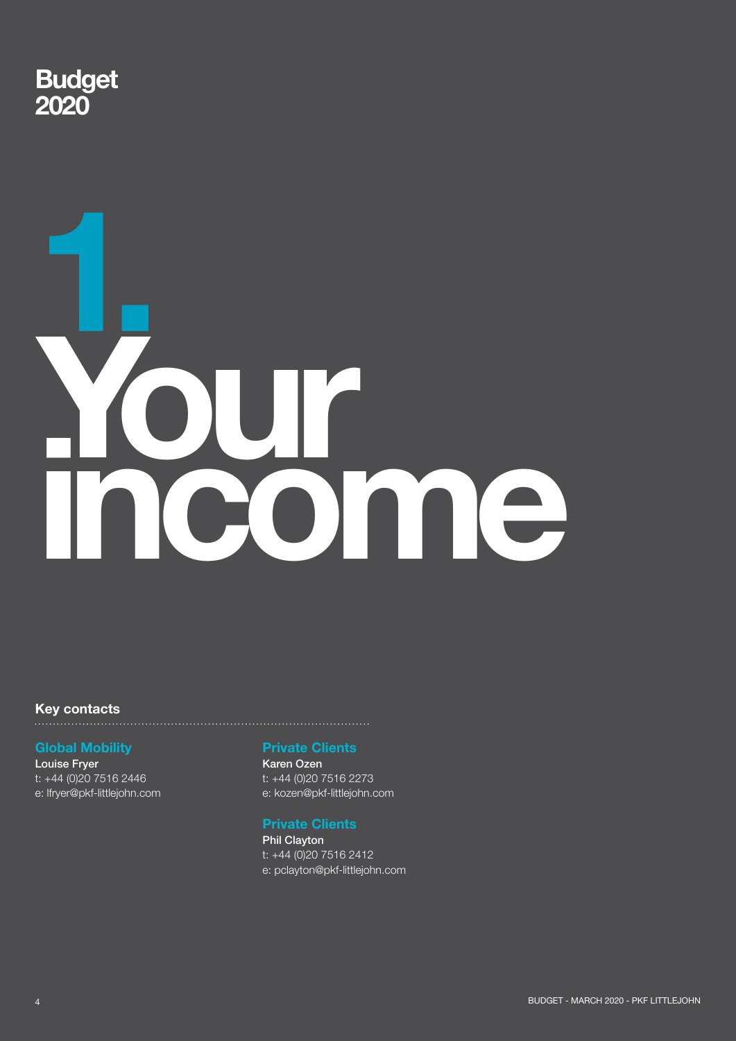Budget 2020

# 1. Your income

## Key contacts

**Global Mobility**
Louise Fryer
t: +44 (0)20 7516 2446
e: lfryer@pkf-littlejohn.com

**Private Clients**
Karen Ozen
t: +44 (0)20 7516 2273
e: kozen@pkf-littlejohn.com

**Private Clients**
Phil Clayton
t: +44 (0)20 7516 2412
e: pclayton@pkf-littlejohn.com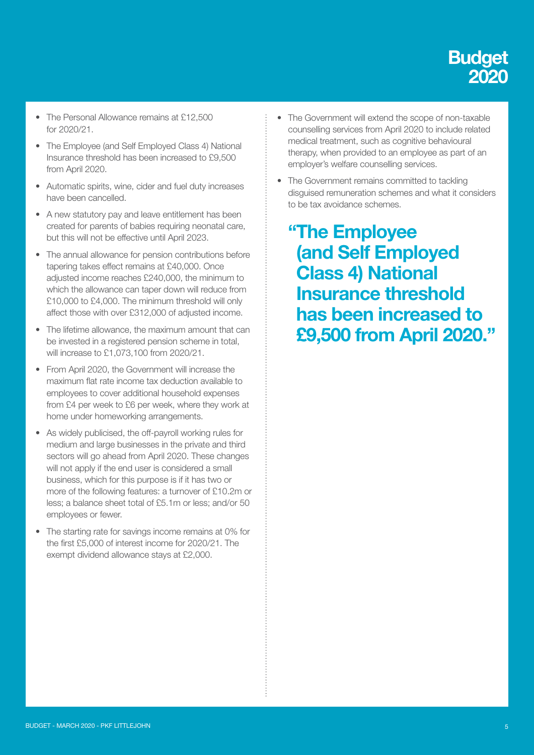- The Personal Allowance remains at £12,500 for 2020/21.
- The Employee (and Self Employed Class 4) National Insurance threshold has been increased to £9,500 from April 2020.
- Automatic spirits, wine, cider and fuel duty increases have been cancelled.
- A new statutory pay and leave entitlement has been created for parents of babies requiring neonatal care, but this will not be effective until April 2023.
- The annual allowance for pension contributions before tapering takes effect remains at £40,000. Once adjusted income reaches £240,000, the minimum to which the allowance can taper down will reduce from £10,000 to £4,000. The minimum threshold will only affect those with over £312,000 of adjusted income.
- The lifetime allowance, the maximum amount that can be invested in a registered pension scheme in total, will increase to £1,073,100 from 2020/21.
- From April 2020, the Government will increase the maximum flat rate income tax deduction available to employees to cover additional household expenses from £4 per week to £6 per week, where they work at home under homeworking arrangements.
- As widely publicised, the off-payroll working rules for medium and large businesses in the private and third sectors will go ahead from April 2020. These changes will not apply if the end user is considered a small business, which for this purpose is if it has two or more of the following features: a turnover of £10.2m or less; a balance sheet total of £5.1m or less; and/or 50 employees or fewer.
- The starting rate for savings income remains at 0% for the first £5,000 of interest income for 2020/21. The exempt dividend allowance stays at £2,000.
- The Government will extend the scope of non-taxable counselling services from April 2020 to include related medical treatment, such as cognitive behavioural therapy, when provided to an employee as part of an employer's welfare counselling services.
- The Government remains committed to tackling disguised remuneration schemes and what it considers to be tax avoidance schemes.

> **"The Employee (and Self Employed Class 4) National Insurance threshold has been increased to £9,500 from April 2020."**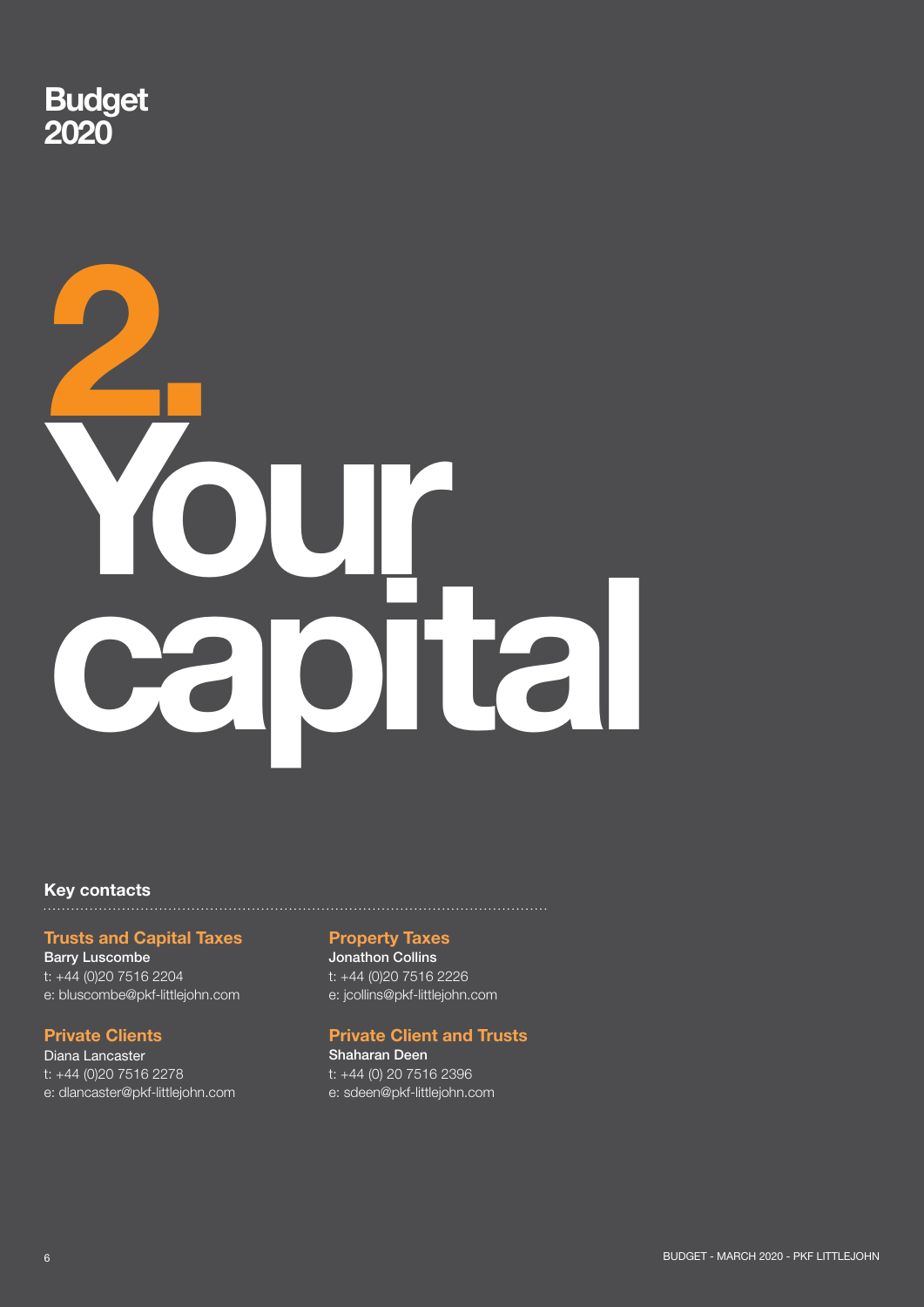# Budget 2020

# 2. Your capital

## Key contacts

**Trusts and Capital Taxes**
**Barry Luscombe**
t: +44 (0)20 7516 2204
e: bluscombe@pkf-littlejohn.com

**Private Clients**
Diana Lancaster
t: +44 (0)20 7516 2278
e: dlancaster@pkf-littlejohn.com

**Property Taxes**
**Jonathon Collins**
t: +44 (0)20 7516 2226
e: jcollins@pkf-littlejohn.com

**Private Client and Trusts**
**Shaharan Deen**
t: +44 (0) 20 7516 2396
e: sdeen@pkf-littlejohn.com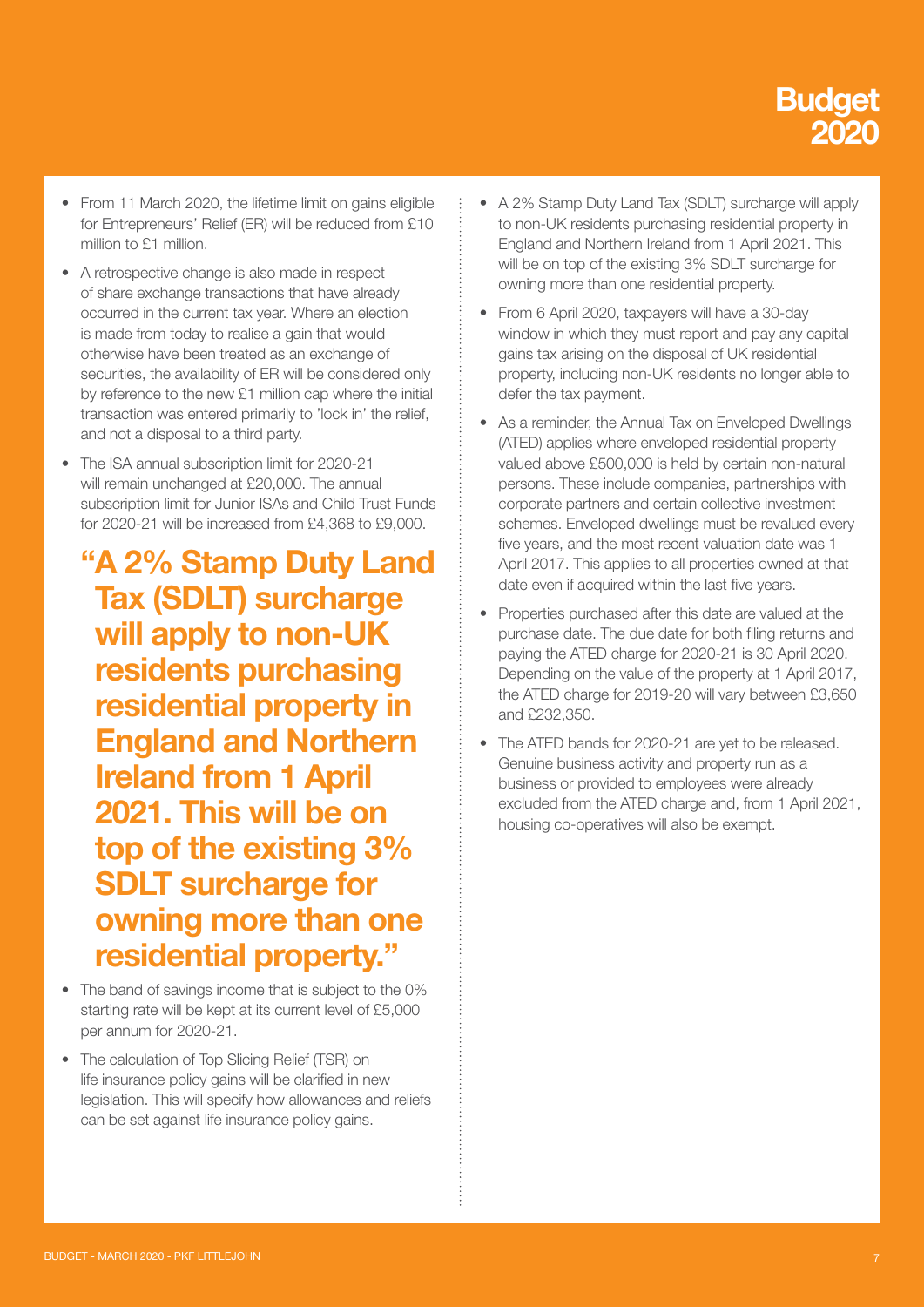- From 11 March 2020, the lifetime limit on gains eligible for Entrepreneurs' Relief (ER) will be reduced from £10 million to £1 million.
- A retrospective change is also made in respect of share exchange transactions that have already occurred in the current tax year. Where an election is made from today to realise a gain that would otherwise have been treated as an exchange of securities, the availability of ER will be considered only by reference to the new £1 million cap where the initial transaction was entered primarily to 'lock in' the relief, and not a disposal to a third party.
- The ISA annual subscription limit for 2020-21 will remain unchanged at £20,000. The annual subscription limit for Junior ISAs and Child Trust Funds for 2020-21 will be increased from £4,368 to £9,000.

**"A 2% Stamp Duty Land Tax (SDLT) surcharge will apply to non-UK residents purchasing residential property in England and Northern Ireland from 1 April 2021. This will be on top of the existing 3% SDLT surcharge for owning more than one residential property."**

- The band of savings income that is subject to the 0% starting rate will be kept at its current level of £5,000 per annum for 2020-21.
- The calculation of Top Slicing Relief (TSR) on life insurance policy gains will be clarified in new legislation. This will specify how allowances and reliefs can be set against life insurance policy gains.
- A 2% Stamp Duty Land Tax (SDLT) surcharge will apply to non-UK residents purchasing residential property in England and Northern Ireland from 1 April 2021. This will be on top of the existing 3% SDLT surcharge for owning more than one residential property.
- From 6 April 2020, taxpayers will have a 30-day window in which they must report and pay any capital gains tax arising on the disposal of UK residential property, including non-UK residents no longer able to defer the tax payment.
- As a reminder, the Annual Tax on Enveloped Dwellings (ATED) applies where enveloped residential property valued above £500,000 is held by certain non-natural persons. These include companies, partnerships with corporate partners and certain collective investment schemes. Enveloped dwellings must be revalued every five years, and the most recent valuation date was 1 April 2017. This applies to all properties owned at that date even if acquired within the last five years.
- Properties purchased after this date are valued at the purchase date. The due date for both filing returns and paying the ATED charge for 2020-21 is 30 April 2020. Depending on the value of the property at 1 April 2017, the ATED charge for 2019-20 will vary between £3,650 and £232,350.
- The ATED bands for 2020-21 are yet to be released. Genuine business activity and property run as a business or provided to employees were already excluded from the ATED charge and, from 1 April 2021, housing co-operatives will also be exempt.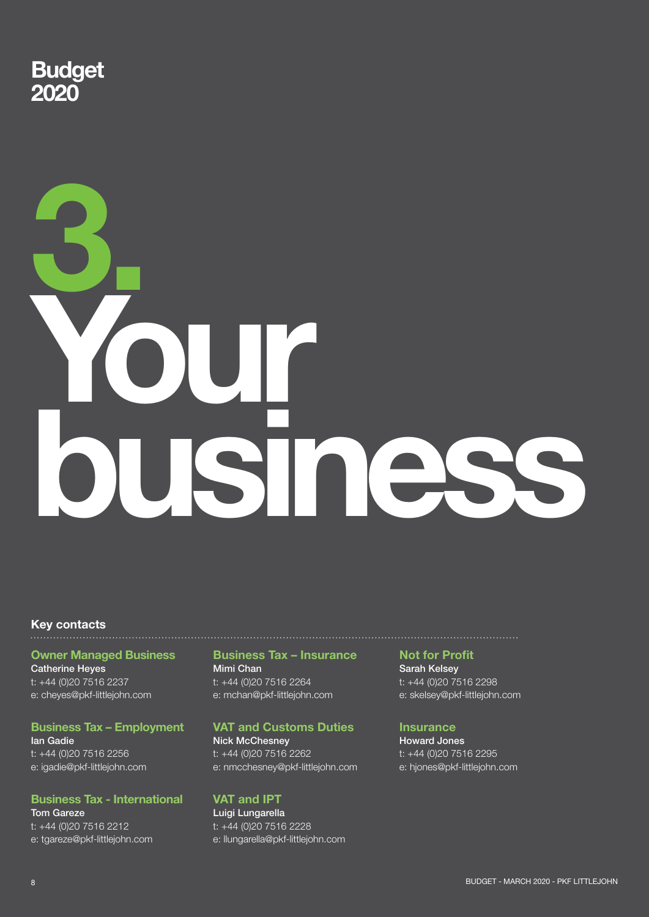Budget 2020

# 3. Your business

## Key contacts

**Owner Managed Business**
Catherine Heyes
t: +44 (0)20 7516 2237
e: cheyes@pkf-littlejohn.com

**Business Tax – Employment**
Ian Gadie
t: +44 (0)20 7516 2256
e: igadie@pkf-littlejohn.com

**Business Tax - International**
Tom Gareze
t: +44 (0)20 7516 2212
e: tgareze@pkf-littlejohn.com

**Business Tax – Insurance**
Mimi Chan
t: +44 (0)20 7516 2264
e: mchan@pkf-littlejohn.com

**VAT and Customs Duties**
Nick McChesney
t: +44 (0)20 7516 2262
e: nmcchesney@pkf-littlejohn.com

**VAT and IPT**
Luigi Lungarella
t: +44 (0)20 7516 2228
e: llungarella@pkf-littlejohn.com

**Not for Profit**
Sarah Kelsey
t: +44 (0)20 7516 2298
e: skelsey@pkf-littlejohn.com

**Insurance**
Howard Jones
t: +44 (0)20 7516 2295
e: hjones@pkf-littlejohn.com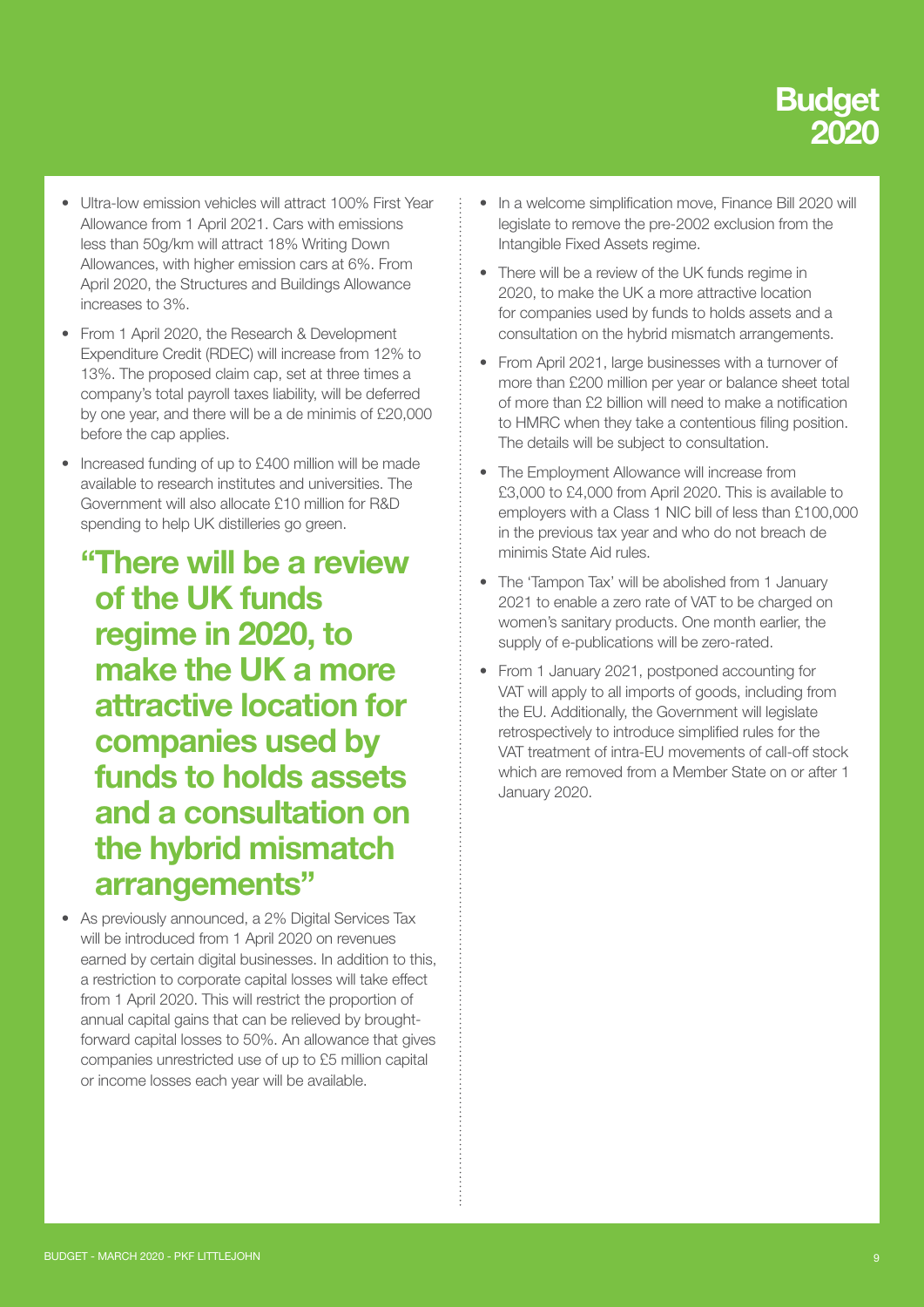- Ultra-low emission vehicles will attract 100% First Year Allowance from 1 April 2021. Cars with emissions less than 50g/km will attract 18% Writing Down Allowances, with higher emission cars at 6%. From April 2020, the Structures and Buildings Allowance increases to 3%.
- From 1 April 2020, the Research & Development Expenditure Credit (RDEC) will increase from 12% to 13%. The proposed claim cap, set at three times a company's total payroll taxes liability, will be deferred by one year, and there will be a de minimis of £20,000 before the cap applies.
- Increased funding of up to £400 million will be made available to research institutes and universities. The Government will also allocate £10 million for R&D spending to help UK distilleries go green.

> **"There will be a review of the UK funds regime in 2020, to make the UK a more attractive location for companies used by funds to holds assets and a consultation on the hybrid mismatch arrangements"**

- As previously announced, a 2% Digital Services Tax will be introduced from 1 April 2020 on revenues earned by certain digital businesses. In addition to this, a restriction to corporate capital losses will take effect from 1 April 2020. This will restrict the proportion of annual capital gains that can be relieved by brought-forward capital losses to 50%. An allowance that gives companies unrestricted use of up to £5 million capital or income losses each year will be available.
- In a welcome simplification move, Finance Bill 2020 will legislate to remove the pre-2002 exclusion from the Intangible Fixed Assets regime.
- There will be a review of the UK funds regime in 2020, to make the UK a more attractive location for companies used by funds to holds assets and a consultation on the hybrid mismatch arrangements.
- From April 2021, large businesses with a turnover of more than £200 million per year or balance sheet total of more than £2 billion will need to make a notification to HMRC when they take a contentious filing position. The details will be subject to consultation.
- The Employment Allowance will increase from £3,000 to £4,000 from April 2020. This is available to employers with a Class 1 NIC bill of less than £100,000 in the previous tax year and who do not breach de minimis State Aid rules.
- The 'Tampon Tax' will be abolished from 1 January 2021 to enable a zero rate of VAT to be charged on women's sanitary products. One month earlier, the supply of e-publications will be zero-rated.
- From 1 January 2021, postponed accounting for VAT will apply to all imports of goods, including from the EU. Additionally, the Government will legislate retrospectively to introduce simplified rules for the VAT treatment of intra-EU movements of call-off stock which are removed from a Member State on or after 1 January 2020.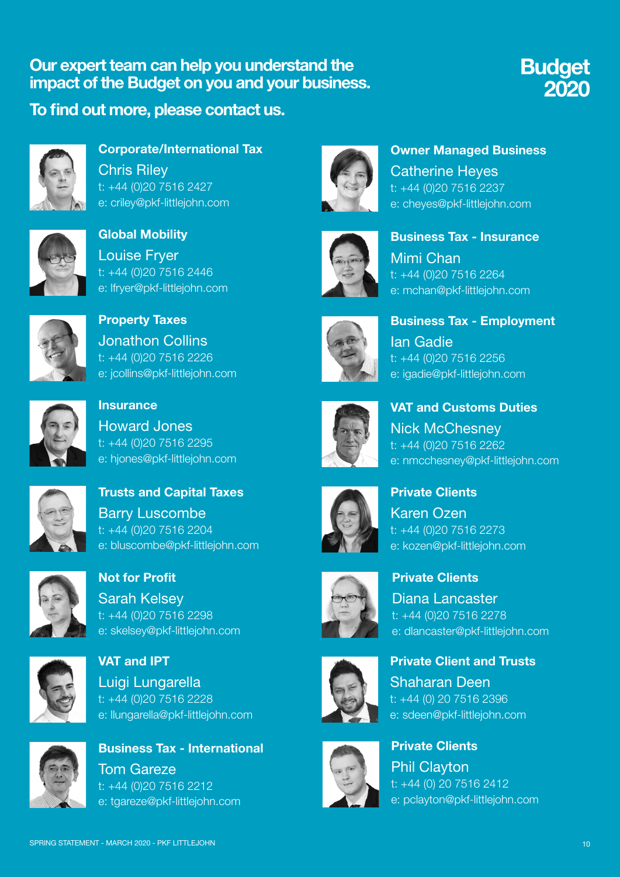# Our expert team can help you understand the impact of the Budget on you and your business.

**To find out more, please contact us.**

**Budget 2020**

### Corporate/International Tax
Chris Riley
t: +44 (0)20 7516 2427
e: criley@pkf-littlejohn.com

### Global Mobility
Louise Fryer
t: +44 (0)20 7516 2446
e: lfryer@pkf-littlejohn.com

### Property Taxes
Jonathon Collins
t: +44 (0)20 7516 2226
e: jcollins@pkf-littlejohn.com

### Insurance
Howard Jones
t: +44 (0)20 7516 2295
e: hjones@pkf-littlejohn.com

### Trusts and Capital Taxes
Barry Luscombe
t: +44 (0)20 7516 2204
e: bluscombe@pkf-littlejohn.com

### Not for Profit
Sarah Kelsey
t: +44 (0)20 7516 2298
e: skelsey@pkf-littlejohn.com

### VAT and IPT
Luigi Lungarella
t: +44 (0)20 7516 2228
e: llungarella@pkf-littlejohn.com

### Business Tax - International
Tom Gareze
t: +44 (0)20 7516 2212
e: tgareze@pkf-littlejohn.com

### Owner Managed Business
Catherine Heyes
t: +44 (0)20 7516 2237
e: cheyes@pkf-littlejohn.com

### Business Tax - Insurance
Mimi Chan
t: +44 (0)20 7516 2264
e: mchan@pkf-littlejohn.com

### Business Tax - Employment
Ian Gadie
t: +44 (0)20 7516 2256
e: igadie@pkf-littlejohn.com

### VAT and Customs Duties
Nick McChesney
t: +44 (0)20 7516 2262
e: nmcchesney@pkf-littlejohn.com

### Private Clients
Karen Ozen
t: +44 (0)20 7516 2273
e: kozen@pkf-littlejohn.com

### Private Clients
Diana Lancaster
t: +44 (0)20 7516 2278
e: dlancaster@pkf-littlejohn.com

### Private Client and Trusts
Shaharan Deen
t: +44 (0) 20 7516 2396
e: sdeen@pkf-littlejohn.com

### Private Clients
Phil Clayton
t: +44 (0) 20 7516 2412
e: pclayton@pkf-littlejohn.com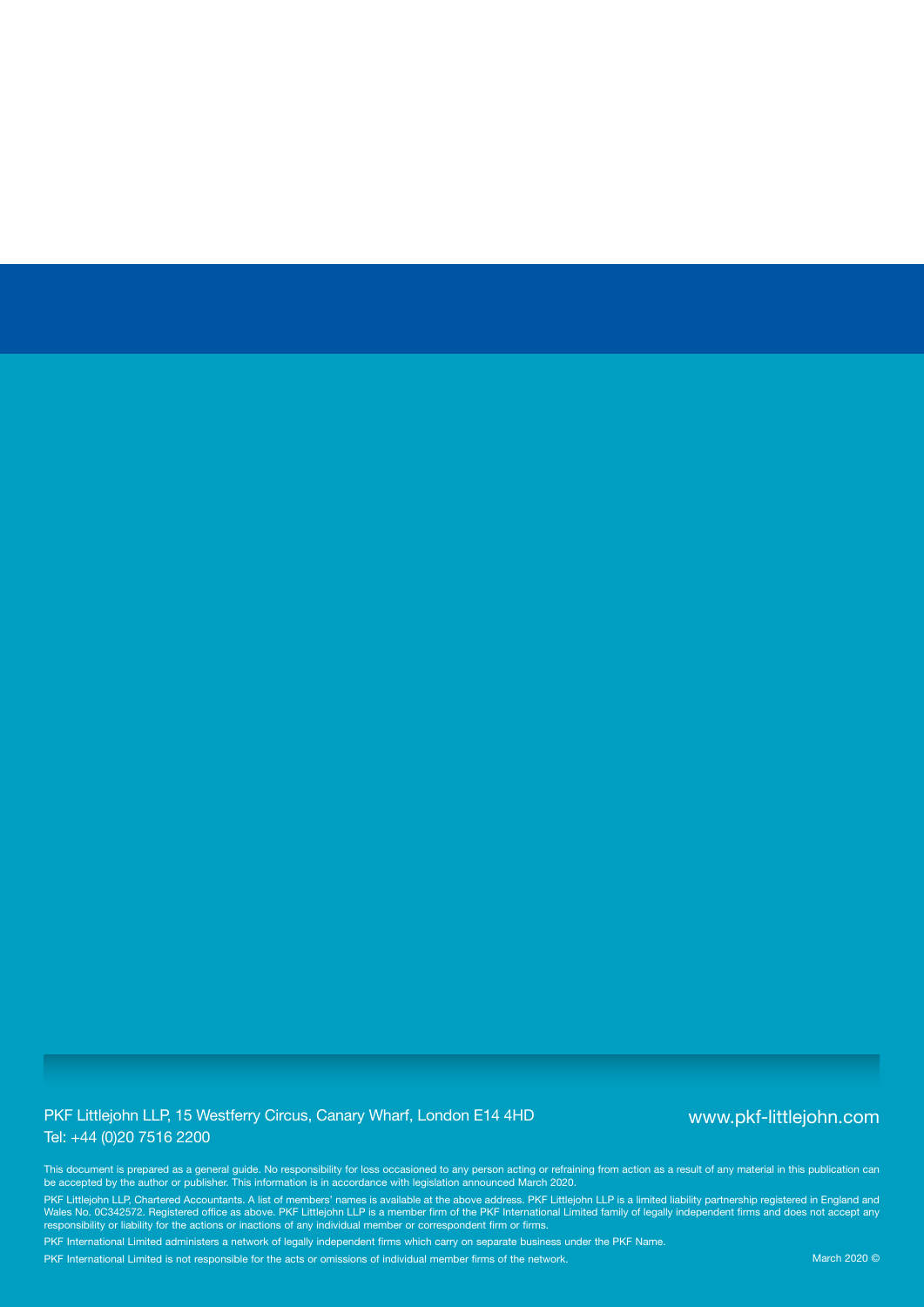PKF Littlejohn LLP, 15 Westferry Circus, Canary Wharf, London E14 4HD
Tel: +44 (0)20 7516 2200

www.pkf-littlejohn.com

This document is prepared as a general guide. No responsibility for loss occasioned to any person acting or refraining from action as a result of any material in this publication can be accepted by the author or publisher. This information is in accordance with legislation announced March 2020.

PKF Littlejohn LLP, Chartered Accountants. A list of members' names is available at the above address. PKF Littlejohn LLP is a limited liability partnership registered in England and Wales No. 0C342572. Registered office as above. PKF Littlejohn LLP is a member firm of the PKF International Limited family of legally independent firms and does not accept any responsibility or liability for the actions or inactions of any individual member or correspondent firm or firms.

PKF International Limited administers a network of legally independent firms which carry on separate business under the PKF Name.

PKF International Limited is not responsible for the acts or omissions of individual member firms of the network.

March 2020 ©